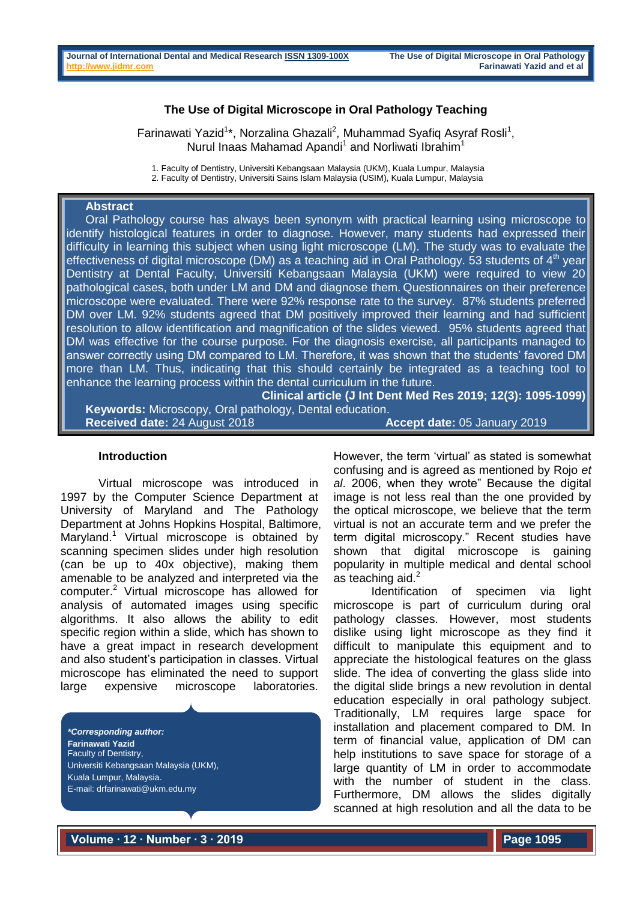# The Use of Digital Microscope in Oral Pathology Teaching

Farinawati Yazid[1]*, Norzalina Ghazali[2], Muhammad Syafiq Asyraf Rosli[1], Nurul Inaas Mahamad Apandi[1] and Norliwati Ibrahim[1]

1. Faculty of Dentistry, Universiti Kebangsaan Malaysia (UKM), Kuala Lumpur, Malaysia
2. Faculty of Dentistry, Universiti Sains Islam Malaysia (USIM), Kuala Lumpur, Malaysia

## Abstract

Oral Pathology course has always been synonym with practical learning using microscope to identify histological features in order to diagnose. However, many students had expressed their difficulty in learning this subject when using light microscope (LM). The study was to evaluate the effectiveness of digital microscope (DM) as a teaching aid in Oral Pathology. 53 students of 4th year Dentistry at Dental Faculty, Universiti Kebangsaan Malaysia (UKM) were required to view 20 pathological cases, both under LM and DM and diagnose them. Questionnaires on their preference microscope were evaluated. There were 92% response rate to the survey. 87% students preferred DM over LM. 92% students agreed that DM positively improved their learning and had sufficient resolution to allow identification and magnification of the slides viewed. 95% students agreed that DM was effective for the course purpose. For the diagnosis exercise, all participants managed to answer correctly using DM compared to LM. Therefore, it was shown that the students' favored DM more than LM. Thus, indicating that this should certainly be integrated as a teaching tool to enhance the learning process within the dental curriculum in the future.

**Clinical article (J Int Dent Med Res 2019; 12(3): 1095-1099)**

**Keywords:** Microscopy, Oral pathology, Dental education.

**Received date:** 24 August 2018 **Accept date:** 05 January 2019

## Introduction

Virtual microscope was introduced in 1997 by the Computer Science Department at University of Maryland and The Pathology Department at Johns Hopkins Hospital, Baltimore, Maryland.[1] Virtual microscope is obtained by scanning specimen slides under high resolution (can be up to 40x objective), making them amenable to be analyzed and interpreted via the computer.[2] Virtual microscope has allowed for analysis of automated images using specific algorithms. It also allows the ability to edit specific region within a slide, which has shown to have a great impact in research development and also student's participation in classes. Virtual microscope has eliminated the need to support large expensive microscope laboratories.

***Corresponding author:***
**Farinawati Yazid**
Faculty of Dentistry,
Universiti Kebangsaan Malaysia (UKM),
Kuala Lumpur, Malaysia.
E-mail: drfarinawati@ukm.edu.my

However, the term 'virtual' as stated is somewhat confusing and is agreed as mentioned by Rojo *et al*. 2006, when they wrote" Because the digital image is not less real than the one provided by the optical microscope, we believe that the term virtual is not an accurate term and we prefer the term digital microscopy." Recent studies have shown that digital microscope is gaining popularity in multiple medical and dental school as teaching aid.[2]

Identification of specimen via light microscope is part of curriculum during oral pathology classes. However, most students dislike using light microscope as they find it difficult to manipulate this equipment and to appreciate the histological features on the glass slide. The idea of converting the glass slide into the digital slide brings a new revolution in dental education especially in oral pathology subject. Traditionally, LM requires large space for installation and placement compared to DM. In term of financial value, application of DM can help institutions to save space for storage of a large quantity of LM in order to accommodate with the number of student in the class. Furthermore, DM allows the slides digitally scanned at high resolution and all the data to be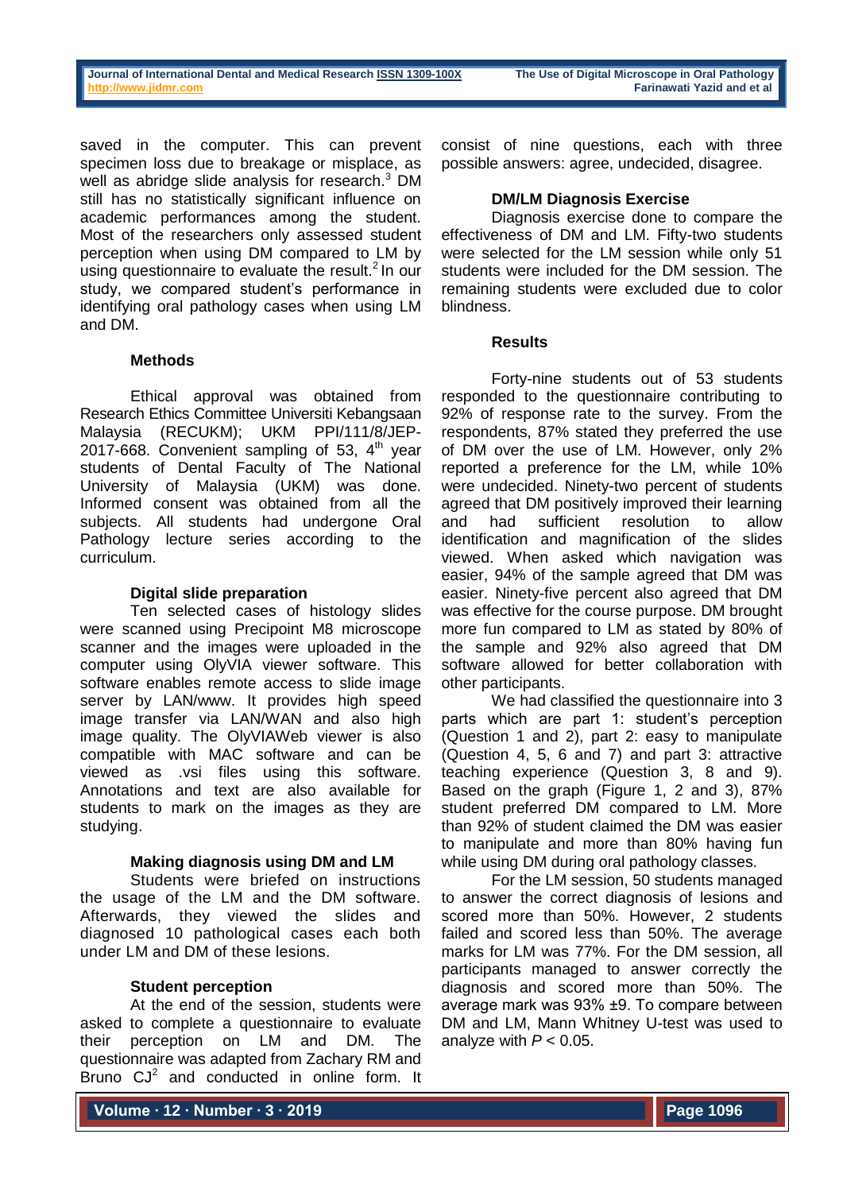saved in the computer. This can prevent specimen loss due to breakage or misplace, as well as abridge slide analysis for research.[3] DM still has no statistically significant influence on academic performances among the student. Most of the researchers only assessed student perception when using DM compared to LM by using questionnaire to evaluate the result.[2] In our study, we compared student's performance in identifying oral pathology cases when using LM and DM.

## Methods

Ethical approval was obtained from Research Ethics Committee Universiti Kebangsaan Malaysia (RECUKM); UKM PPI/111/8/JEP-2017-668. Convenient sampling of 53, 4th year students of Dental Faculty of The National University of Malaysia (UKM) was done. Informed consent was obtained from all the subjects. All students had undergone Oral Pathology lecture series according to the curriculum.

### Digital slide preparation

Ten selected cases of histology slides were scanned using Precipoint M8 microscope scanner and the images were uploaded in the computer using OlyVIA viewer software. This software enables remote access to slide image server by LAN/www. It provides high speed image transfer via LAN/WAN and also high image quality. The OlyVIAWeb viewer is also compatible with MAC software and can be viewed as .vsi files using this software. Annotations and text are also available for students to mark on the images as they are studying.

### Making diagnosis using DM and LM

Students were briefed on instructions the usage of the LM and the DM software. Afterwards, they viewed the slides and diagnosed 10 pathological cases each both under LM and DM of these lesions.

### Student perception

At the end of the session, students were asked to complete a questionnaire to evaluate their perception on LM and DM. The questionnaire was adapted from Zachary RM and Bruno CJ[2] and conducted in online form. It consist of nine questions, each with three possible answers: agree, undecided, disagree.

### DM/LM Diagnosis Exercise

Diagnosis exercise done to compare the effectiveness of DM and LM. Fifty-two students were selected for the LM session while only 51 students were included for the DM session. The remaining students were excluded due to color blindness.

## Results

Forty-nine students out of 53 students responded to the questionnaire contributing to 92% of response rate to the survey. From the respondents, 87% stated they preferred the use of DM over the use of LM. However, only 2% reported a preference for the LM, while 10% were undecided. Ninety-two percent of students agreed that DM positively improved their learning and had sufficient resolution to allow identification and magnification of the slides viewed. When asked which navigation was easier, 94% of the sample agreed that DM was easier. Ninety-five percent also agreed that DM was effective for the course purpose. DM brought more fun compared to LM as stated by 80% of the sample and 92% also agreed that DM software allowed for better collaboration with other participants.

We had classified the questionnaire into 3 parts which are part 1: student's perception (Question 1 and 2), part 2: easy to manipulate (Question 4, 5, 6 and 7) and part 3: attractive teaching experience (Question 3, 8 and 9). Based on the graph (Figure 1, 2 and 3), 87% student preferred DM compared to LM. More than 92% of student claimed the DM was easier to manipulate and more than 80% having fun while using DM during oral pathology classes.

For the LM session, 50 students managed to answer the correct diagnosis of lesions and scored more than 50%. However, 2 students failed and scored less than 50%. The average marks for LM was 77%. For the DM session, all participants managed to answer correctly the diagnosis and scored more than 50%. The average mark was 93% ±9. To compare between DM and LM, Mann Whitney U-test was used to analyze with $P < 0.05$.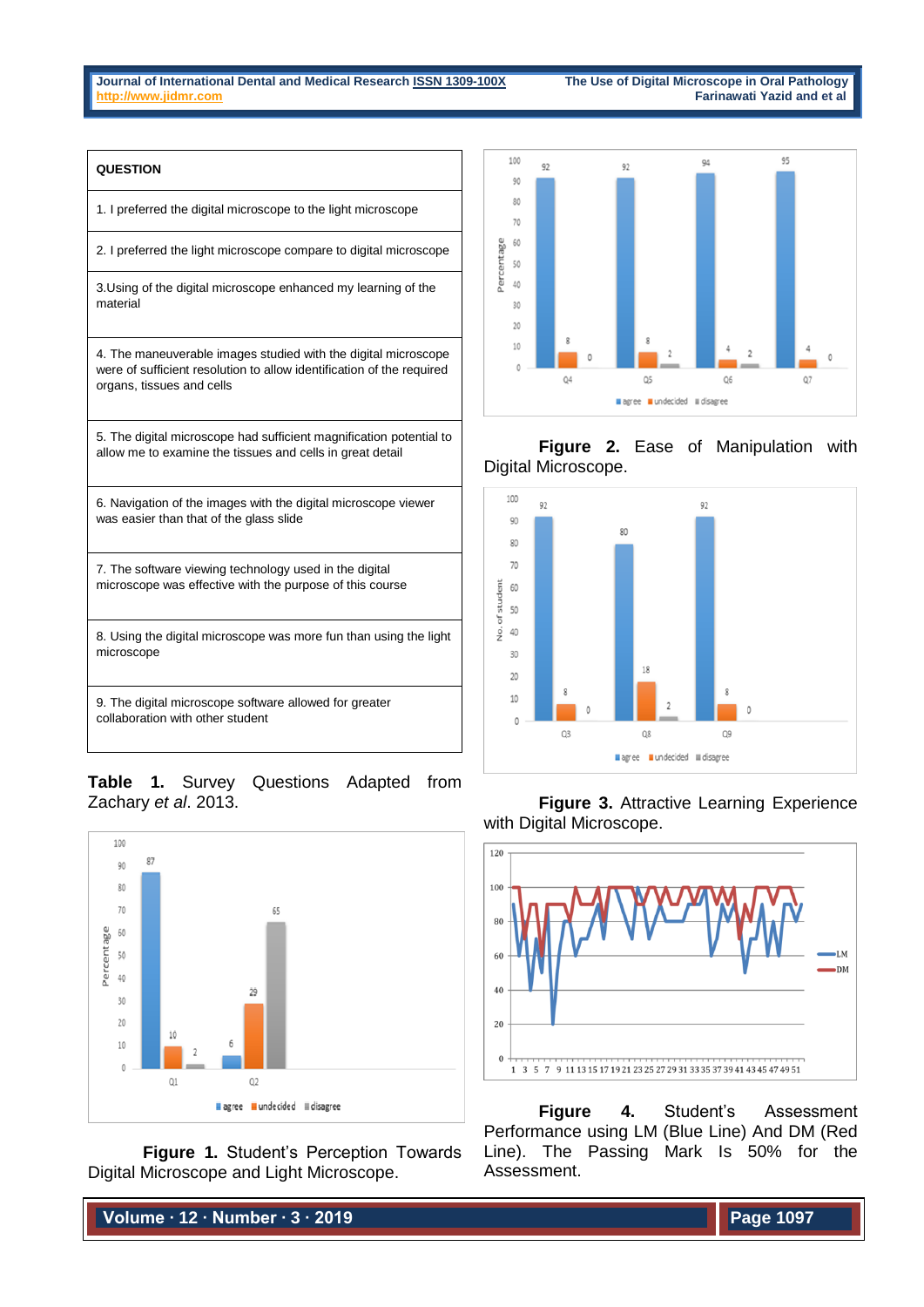| QUESTION |
|---|
| 1. I preferred the digital microscope to the light microscope |
| 2. I preferred the light microscope compare to digital microscope |
| 3.Using of the digital microscope enhanced my learning of the material |
| 4. The maneuverable images studied with the digital microscope were of sufficient resolution to allow identification of the required organs, tissues and cells |
| 5. The digital microscope had sufficient magnification potential to allow me to examine the tissues and cells in great detail |
| 6. Navigation of the images with the digital microscope viewer was easier than that of the glass slide |
| 7. The software viewing technology used in the digital microscope was effective with the purpose of this course |
| 8. Using the digital microscope was more fun than using the light microscope |
| 9. The digital microscope software allowed for greater collaboration with other student |

**Table 1.** Survey Questions Adapted from Zachary *et al*. 2013.

**Figure 1.** Student's Perception Towards Digital Microscope and Light Microscope.

**Figure 2.** Ease of Manipulation with Digital Microscope.

**Figure 3.** Attractive Learning Experience with Digital Microscope.

**Figure 4.** Student's Assessment Performance using LM (Blue Line) And DM (Red Line). The Passing Mark Is 50% for the Assessment.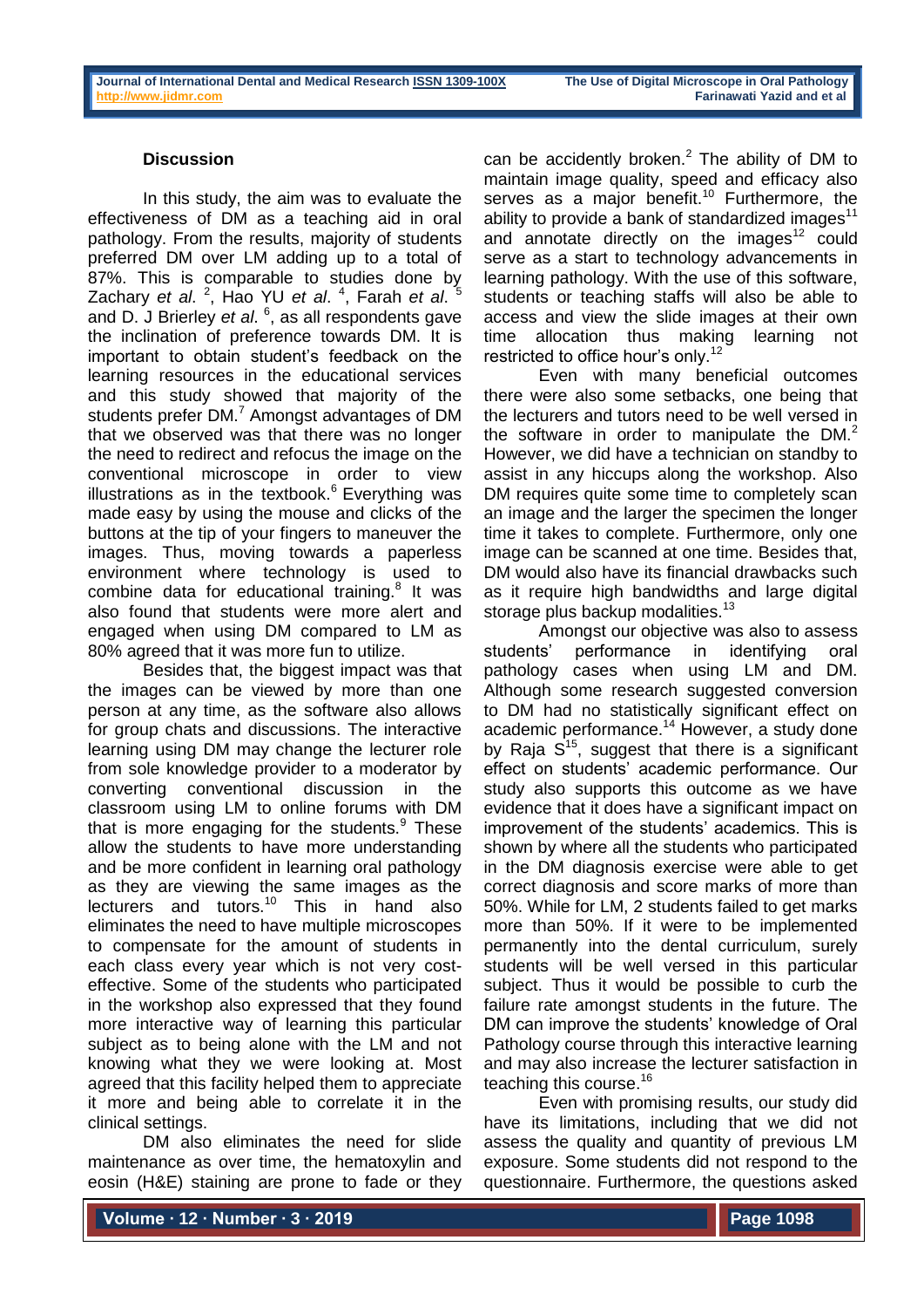## Discussion

In this study, the aim was to evaluate the effectiveness of DM as a teaching aid in oral pathology. From the results, majority of students preferred DM over LM adding up to a total of 87%. This is comparable to studies done by Zachary *et al*. [2], Hao YU *et al*. [4], Farah *et al*. [5] and D. J Brierley *et al*. [6], as all respondents gave the inclination of preference towards DM. It is important to obtain student's feedback on the learning resources in the educational services and this study showed that majority of the students prefer DM.[7] Amongst advantages of DM that we observed was that there was no longer the need to redirect and refocus the image on the conventional microscope in order to view illustrations as in the textbook.[6] Everything was made easy by using the mouse and clicks of the buttons at the tip of your fingers to maneuver the images. Thus, moving towards a paperless environment where technology is used to combine data for educational training.[8] It was also found that students were more alert and engaged when using DM compared to LM as 80% agreed that it was more fun to utilize.

Besides that, the biggest impact was that the images can be viewed by more than one person at any time, as the software also allows for group chats and discussions. The interactive learning using DM may change the lecturer role from sole knowledge provider to a moderator by converting conventional discussion in the classroom using LM to online forums with DM that is more engaging for the students.[9] These allow the students to have more understanding and be more confident in learning oral pathology as they are viewing the same images as the lecturers and tutors.[10] This in hand also eliminates the need to have multiple microscopes to compensate for the amount of students in each class every year which is not very cost-effective. Some of the students who participated in the workshop also expressed that they found more interactive way of learning this particular subject as to being alone with the LM and not knowing what they we were looking at. Most agreed that this facility helped them to appreciate it more and being able to correlate it in the clinical settings.

DM also eliminates the need for slide maintenance as over time, the hematoxylin and eosin (H&E) staining are prone to fade or they can be accidently broken.[2] The ability of DM to maintain image quality, speed and efficacy also serves as a major benefit.[10] Furthermore, the ability to provide a bank of standardized images[11] and annotate directly on the images[12] could serve as a start to technology advancements in learning pathology. With the use of this software, students or teaching staffs will also be able to access and view the slide images at their own time allocation thus making learning not restricted to office hour's only.[12]

Even with many beneficial outcomes there were also some setbacks, one being that the lecturers and tutors need to be well versed in the software in order to manipulate the DM.[2] However, we did have a technician on standby to assist in any hiccups along the workshop. Also DM requires quite some time to completely scan an image and the larger the specimen the longer time it takes to complete. Furthermore, only one image can be scanned at one time. Besides that, DM would also have its financial drawbacks such as it require high bandwidths and large digital storage plus backup modalities.[13]

Amongst our objective was also to assess students' performance in identifying oral pathology cases when using LM and DM. Although some research suggested conversion to DM had no statistically significant effect on academic performance.[14] However, a study done by Raja S[15], suggest that there is a significant effect on students' academic performance. Our study also supports this outcome as we have evidence that it does have a significant impact on improvement of the students' academics. This is shown by where all the students who participated in the DM diagnosis exercise were able to get correct diagnosis and score marks of more than 50%. While for LM, 2 students failed to get marks more than 50%. If it were to be implemented permanently into the dental curriculum, surely students will be well versed in this particular subject. Thus it would be possible to curb the failure rate amongst students in the future. The DM can improve the students' knowledge of Oral Pathology course through this interactive learning and may also increase the lecturer satisfaction in teaching this course.[16]

Even with promising results, our study did have its limitations, including that we did not assess the quality and quantity of previous LM exposure. Some students did not respond to the questionnaire. Furthermore, the questions asked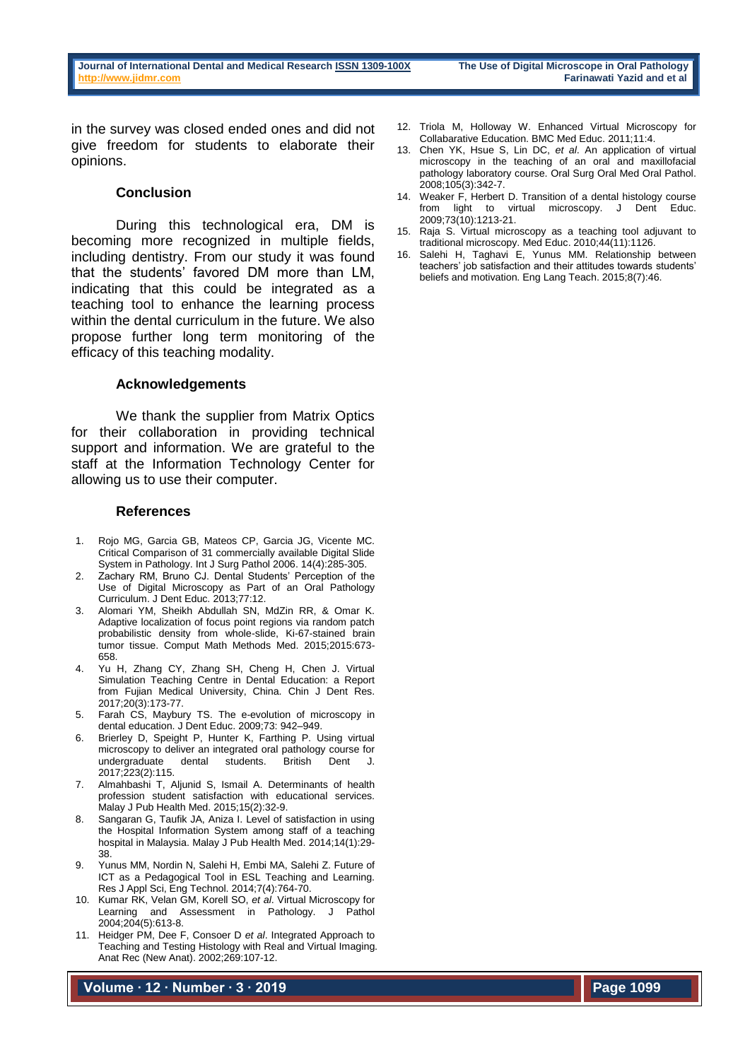in the survey was closed ended ones and did not give freedom for students to elaborate their opinions.

## Conclusion

During this technological era, DM is becoming more recognized in multiple fields, including dentistry. From our study it was found that the students' favored DM more than LM, indicating that this could be integrated as a teaching tool to enhance the learning process within the dental curriculum in the future. We also propose further long term monitoring of the efficacy of this teaching modality.

## Acknowledgements

We thank the supplier from Matrix Optics for their collaboration in providing technical support and information. We are grateful to the staff at the Information Technology Center for allowing us to use their computer.

## References

1. Rojo MG, Garcia GB, Mateos CP, Garcia JG, Vicente MC. Critical Comparison of 31 commercially available Digital Slide System in Pathology. Int J Surg Pathol 2006. 14(4):285-305.
2. Zachary RM, Bruno CJ. Dental Students' Perception of the Use of Digital Microscopy as Part of an Oral Pathology Curriculum. J Dent Educ. 2013;77:12.
3. Alomari YM, Sheikh Abdullah SN, MdZin RR, & Omar K. Adaptive localization of focus point regions via random patch probabilistic density from whole-slide, Ki-67-stained brain tumor tissue. Comput Math Methods Med. 2015;2015:673-658.
4. Yu H, Zhang CY, Zhang SH, Cheng H, Chen J. Virtual Simulation Teaching Centre in Dental Education: a Report from Fujian Medical University, China. Chin J Dent Res. 2017;20(3):173-77.
5. Farah CS, Maybury TS. The e-evolution of microscopy in dental education. J Dent Educ. 2009;73: 942–949.
6. Brierley D, Speight P, Hunter K, Farthing P. Using virtual microscopy to deliver an integrated oral pathology course for undergraduate dental students. British Dent J. 2017;223(2):115.
7. Almahbashi T, Aljunid S, Ismail A. Determinants of health profession student satisfaction with educational services. Malay J Pub Health Med. 2015;15(2):32-9.
8. Sangaran G, Taufik JA, Aniza I. Level of satisfaction in using the Hospital Information System among staff of a teaching hospital in Malaysia. Malay J Pub Health Med. 2014;14(1):29-38.
9. Yunus MM, Nordin N, Salehi H, Embi MA, Salehi Z. Future of ICT as a Pedagogical Tool in ESL Teaching and Learning. Res J Appl Sci, Eng Technol. 2014;7(4):764-70.
10. Kumar RK, Velan GM, Korell SO, *et al*. Virtual Microscopy for Learning and Assessment in Pathology. J Pathol 2004;204(5):613-8.
11. Heidger PM, Dee F, Consoer D *et al*. Integrated Approach to Teaching and Testing Histology with Real and Virtual Imaging. Anat Rec (New Anat). 2002;269:107-12.
12. Triola M, Holloway W. Enhanced Virtual Microscopy for Collabarative Education. BMC Med Educ. 2011;11:4.
13. Chen YK, Hsue S, Lin DC, *et al*. An application of virtual microscopy in the teaching of an oral and maxillofacial pathology laboratory course. Oral Surg Oral Med Oral Pathol. 2008;105(3):342-7.
14. Weaker F, Herbert D. Transition of a dental histology course from light to virtual microscopy. J Dent Educ. 2009;73(10):1213-21.
15. Raja S. Virtual microscopy as a teaching tool adjuvant to traditional microscopy. Med Educ. 2010;44(11):1126.
16. Salehi H, Taghavi E, Yunus MM. Relationship between teachers' job satisfaction and their attitudes towards students' beliefs and motivation. Eng Lang Teach. 2015;8(7):46.